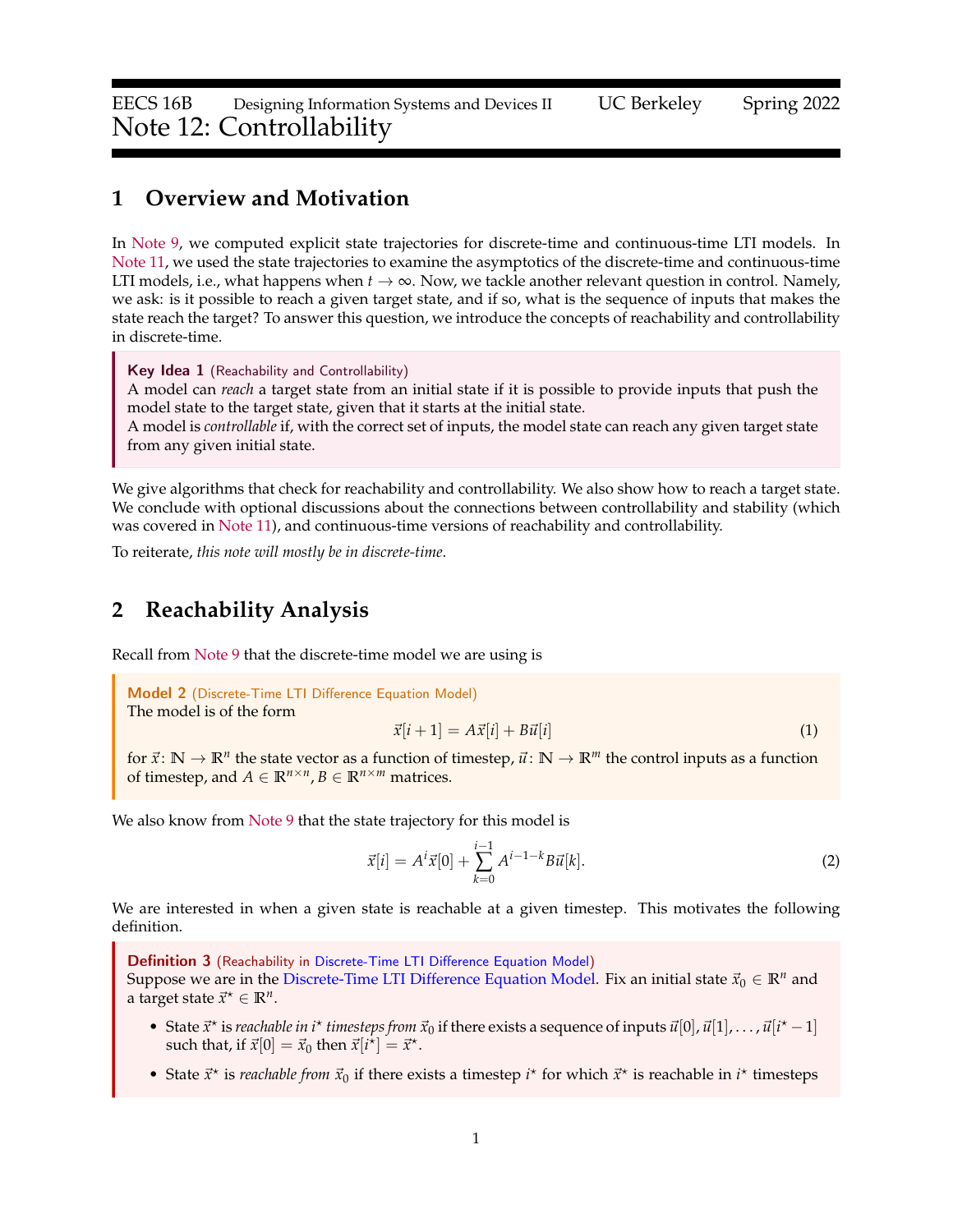EECS 16B Designing Information Systems and Devices II UC Berkeley Spring 2022

# Note 12: Controllability

## 1 Overview and Motivation

In Note 9, we computed explicit state trajectories for discrete-time and continuous-time LTI models. In Note 11, we used the state trajectories to examine the asymptotics of the discrete-time and continuous-time LTI models, i.e., what happens when $t \to \infty$. Now, we tackle another relevant question in control. Namely, we ask: is it possible to reach a given target state, and if so, what is the sequence of inputs that makes the state reach the target? To answer this question, we introduce the concepts of reachability and controllability in discrete-time.

> **Key Idea 1** (Reachability and Controllability)
> A model can *reach* a target state from an initial state if it is possible to provide inputs that push the model state to the target state, given that it starts at the initial state.
> A model is *controllable* if, with the correct set of inputs, the model state can reach any given target state from any given initial state.

We give algorithms that check for reachability and controllability. We also show how to reach a target state. We conclude with optional discussions about the connections between controllability and stability (which was covered in Note 11), and continuous-time versions of reachability and controllability.

To reiterate, *this note will mostly be in discrete-time*.

## 2 Reachability Analysis

Recall from Note 9 that the discrete-time model we are using is

> **Model 2** (Discrete-Time LTI Difference Equation Model)
> The model is of the form
> $$\vec{x}[i+1] = A\vec{x}[i] + B\vec{u}[i] \tag{1}$$
> for $\vec{x}\colon \mathbb{N} \to \mathbb{R}^n$ the state vector as a function of timestep, $\vec{u}\colon \mathbb{N} \to \mathbb{R}^m$ the control inputs as a function of timestep, and $A \in \mathbb{R}^{n\times n}$, $B \in \mathbb{R}^{n\times m}$ matrices.

We also know from Note 9 that the state trajectory for this model is

$$\vec{x}[i] = A^i\vec{x}[0] + \sum_{k=0}^{i-1} A^{i-1-k}B\vec{u}[k]. \tag{2}$$

We are interested in when a given state is reachable at a given timestep. This motivates the following definition.

> **Definition 3** (Reachability in Discrete-Time LTI Difference Equation Model)
> Suppose we are in the Discrete-Time LTI Difference Equation Model. Fix an initial state $\vec{x}_0 \in \mathbb{R}^n$ and a target state $\vec{x}^\star \in \mathbb{R}^n$.
>
> - State $\vec{x}^\star$ is *reachable in $i^\star$ timesteps from $\vec{x}_0$* if there exists a sequence of inputs $\vec{u}[0], \vec{u}[1], \ldots, \vec{u}[i^\star - 1]$ such that, if $\vec{x}[0] = \vec{x}_0$ then $\vec{x}[i^\star] = \vec{x}^\star$.
> - State $\vec{x}^\star$ is *reachable from $\vec{x}_0$* if there exists a timestep $i^\star$ for which $\vec{x}^\star$ is reachable in $i^\star$ timesteps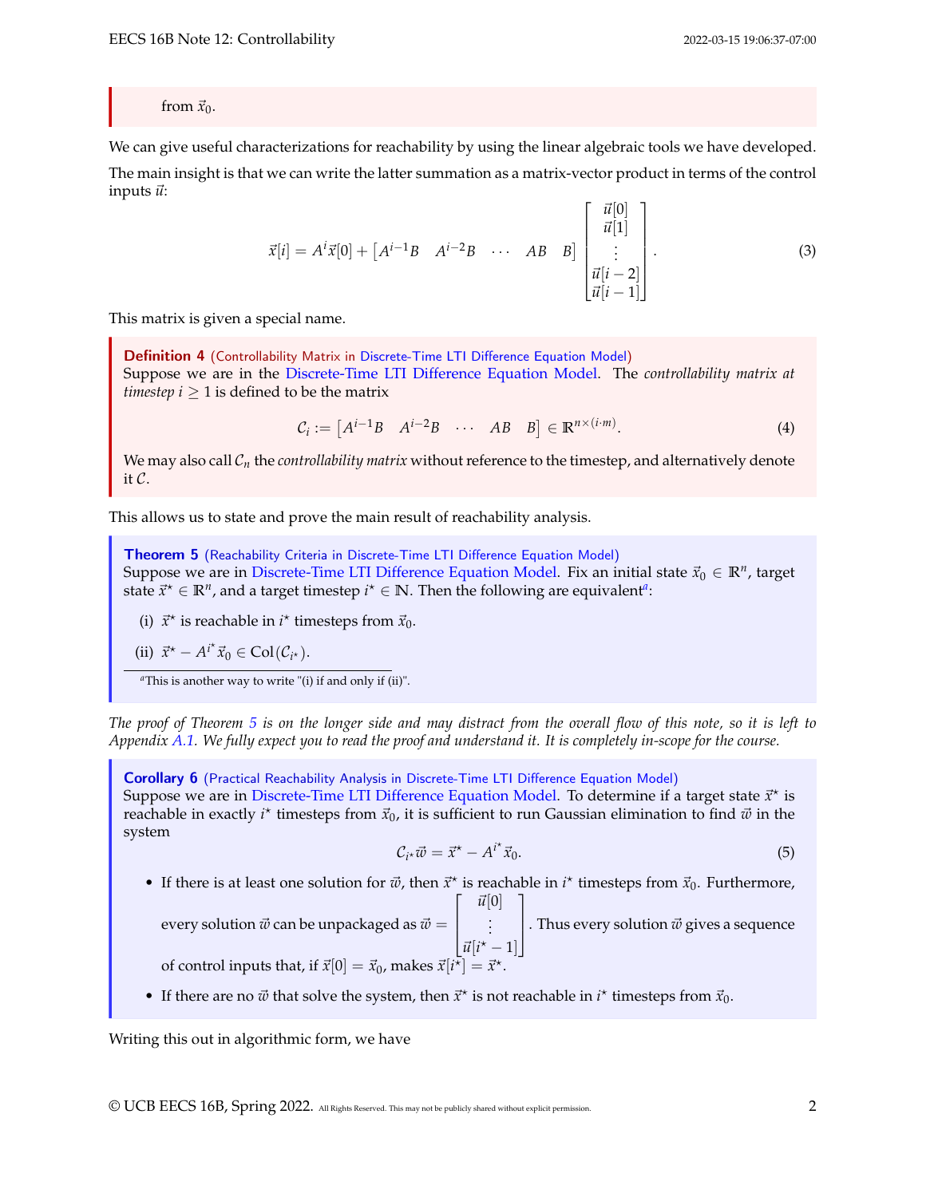from $\vec{x}_0$.

We can give useful characterizations for reachability by using the linear algebraic tools we have developed.

The main insight is that we can write the latter summation as a matrix-vector product in terms of the control inputs $\vec{u}$:

$$\vec{x}[i] = A^i \vec{x}[0] + \begin{bmatrix} A^{i-1}B & A^{i-2}B & \cdots & AB & B \end{bmatrix} \begin{bmatrix} \vec{u}[0] \\ \vec{u}[1] \\ \vdots \\ \vec{u}[i-2] \\ \vec{u}[i-1] \end{bmatrix}. \tag{3}$$

This matrix is given a special name.

**Definition 4** (Controllability Matrix in Discrete-Time LTI Difference Equation Model)
Suppose we are in the Discrete-Time LTI Difference Equation Model. The *controllability matrix at timestep* $i \geq 1$ is defined to be the matrix

$$\mathcal{C}_i := \begin{bmatrix} A^{i-1}B & A^{i-2}B & \cdots & AB & B \end{bmatrix} \in \mathbb{R}^{n \times (i \cdot m)}. \tag{4}$$

We may also call $\mathcal{C}_n$ the *controllability matrix* without reference to the timestep, and alternatively denote it $\mathcal{C}$.

This allows us to state and prove the main result of reachability analysis.

**Theorem 5** (Reachability Criteria in Discrete-Time LTI Difference Equation Model)
Suppose we are in Discrete-Time LTI Difference Equation Model. Fix an initial state $\vec{x}_0 \in \mathbb{R}^n$, target state $\vec{x}^\star \in \mathbb{R}^n$, and a target timestep $i^\star \in \mathbb{N}$. Then the following are equivalent[a]:

(i) $\vec{x}^\star$ is reachable in $i^\star$ timesteps from $\vec{x}_0$.

(ii) $\vec{x}^\star - A^{i^\star}\vec{x}_0 \in \operatorname{Col}(\mathcal{C}_{i^\star})$.

[a] This is another way to write "(i) if and only if (ii)".

*The proof of Theorem 5 is on the longer side and may distract from the overall flow of this note, so it is left to Appendix A.1. We fully expect you to read the proof and understand it. It is completely in-scope for the course.*

**Corollary 6** (Practical Reachability Analysis in Discrete-Time LTI Difference Equation Model)
Suppose we are in Discrete-Time LTI Difference Equation Model. To determine if a target state $\vec{x}^\star$ is reachable in exactly $i^\star$ timesteps from $\vec{x}_0$, it is sufficient to run Gaussian elimination to find $\vec{w}$ in the system

$$\mathcal{C}_{i^\star}\vec{w} = \vec{x}^\star - A^{i^\star}\vec{x}_0. \tag{5}$$

- If there is at least one solution for $\vec{w}$, then $\vec{x}^\star$ is reachable in $i^\star$ timesteps from $\vec{x}_0$. Furthermore, every solution $\vec{w}$ can be unpackaged as $\vec{w} = \begin{bmatrix} \vec{u}[0] \\ \vdots \\ \vec{u}[i^\star - 1] \end{bmatrix}$. Thus every solution $\vec{w}$ gives a sequence of control inputs that, if $\vec{x}[0] = \vec{x}_0$, makes $\vec{x}[i^\star] = \vec{x}^\star$.
- If there are no $\vec{w}$ that solve the system, then $\vec{x}^\star$ is not reachable in $i^\star$ timesteps from $\vec{x}_0$.

Writing this out in algorithmic form, we have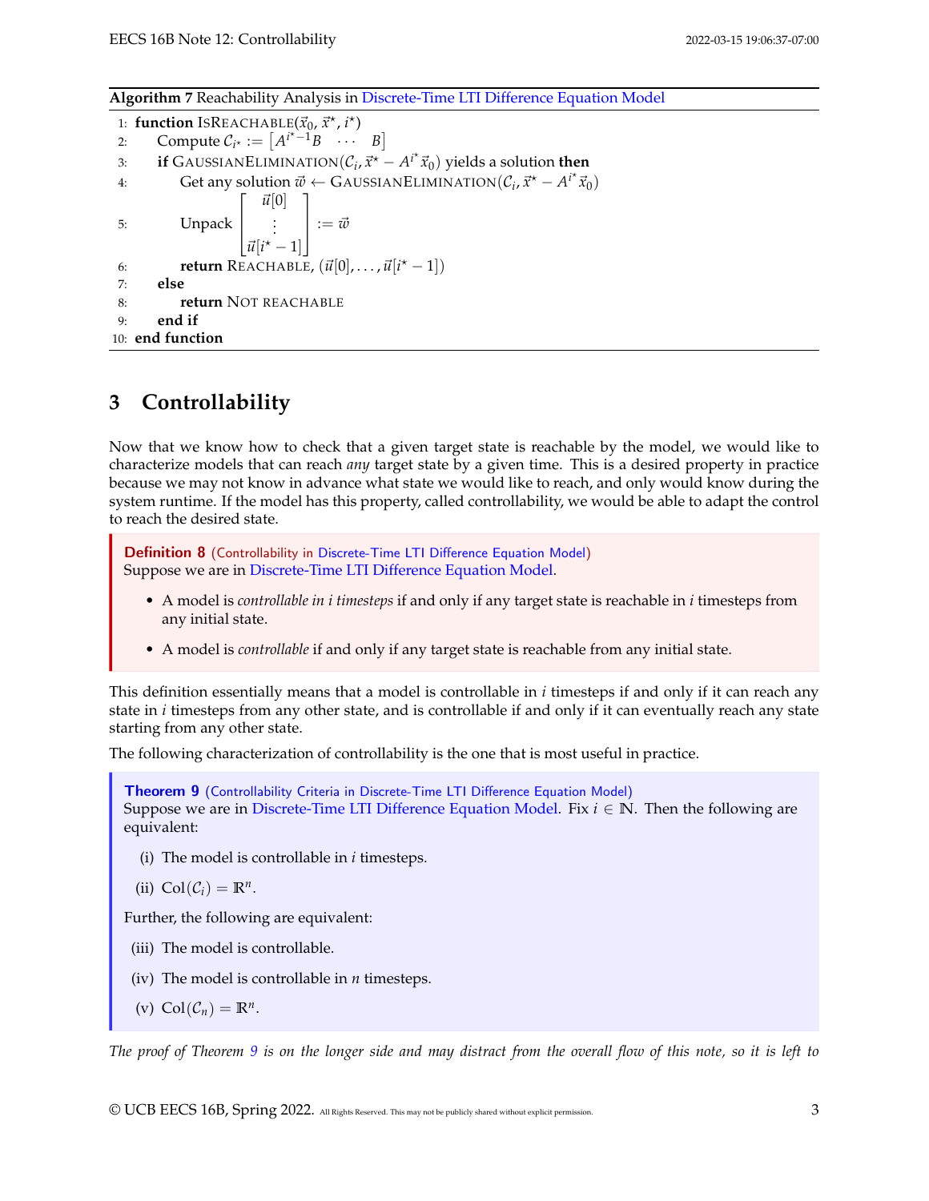**Algorithm 7** Reachability Analysis in Discrete-Time LTI Difference Equation Model

```
1: function IsReachable(x⃗_0, x⃗*, i*)
2:     Compute C_{i*} := [A^{i*-1}B  ···  B]
3:     if GaussianElimination(C_i, x⃗* − A^{i*} x⃗_0) yields a solution then
4:         Get any solution w⃗ ← GaussianElimination(C_i, x⃗* − A^{i*} x⃗_0)
5:         Unpack [u⃗[0]; ⋮ ; u⃗[i* − 1]] := w⃗
6:         return Reachable, (u⃗[0], ..., u⃗[i* − 1])
7:     else
8:         return Not reachable
9:     end if
10: end function
```

## 3 Controllability

Now that we know how to check that a given target state is reachable by the model, we would like to characterize models that can reach *any* target state by a given time. This is a desired property in practice because we may not know in advance what state we would like to reach, and only would know during the system runtime. If the model has this property, called controllability, we would be able to adapt the control to reach the desired state.

**Definition 8** (Controllability in Discrete-Time LTI Difference Equation Model)
Suppose we are in Discrete-Time LTI Difference Equation Model.

- A model is *controllable in $i$ timesteps* if and only if any target state is reachable in $i$ timesteps from any initial state.
- A model is *controllable* if and only if any target state is reachable from any initial state.

This definition essentially means that a model is controllable in $i$ timesteps if and only if it can reach any state in $i$ timesteps from any other state, and is controllable if and only if it can eventually reach any state starting from any other state.

The following characterization of controllability is the one that is most useful in practice.

**Theorem 9** (Controllability Criteria in Discrete-Time LTI Difference Equation Model)
Suppose we are in Discrete-Time LTI Difference Equation Model. Fix $i \in \mathbb{N}$. Then the following are equivalent:

(i) The model is controllable in $i$ timesteps.

(ii) $\mathrm{Col}(\mathcal{C}_i) = \mathbb{R}^n$.

Further, the following are equivalent:

(iii) The model is controllable.

(iv) The model is controllable in $n$ timesteps.

(v) $\mathrm{Col}(\mathcal{C}_n) = \mathbb{R}^n$.

*The proof of Theorem 9 is on the longer side and may distract from the overall flow of this note, so it is left to*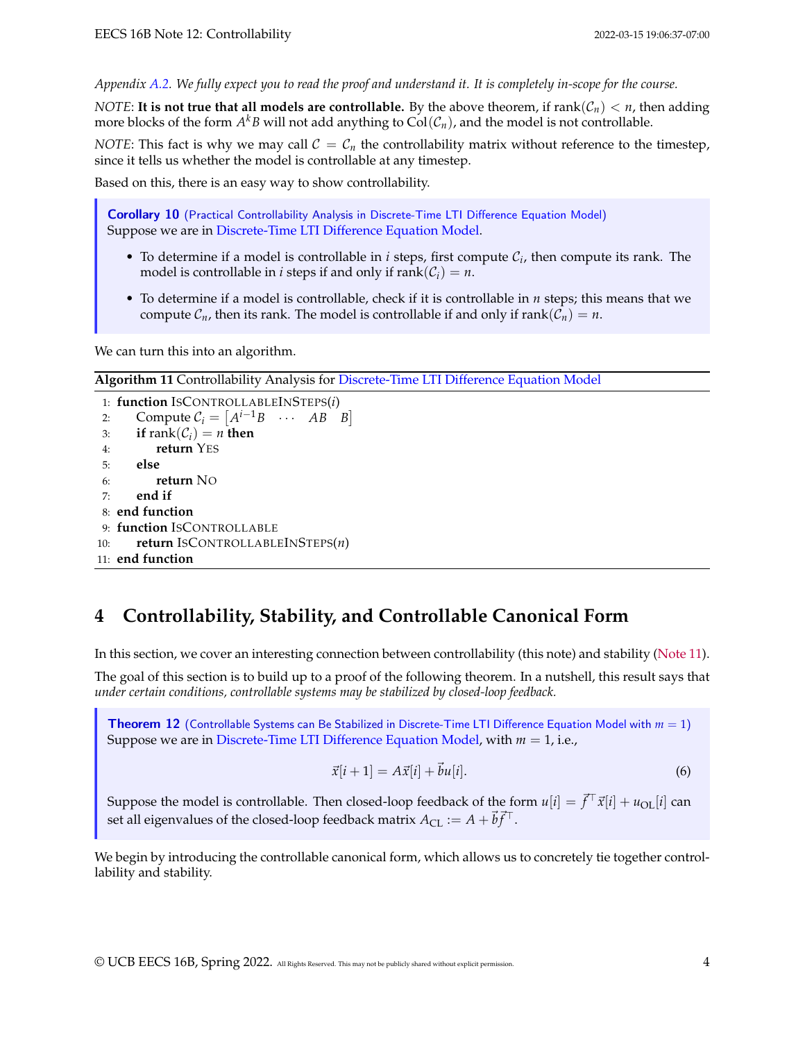*Appendix A.2. We fully expect you to read the proof and understand it. It is completely in-scope for the course.*

*NOTE*: **It is not true that all models are controllable.** By the above theorem, if $\text{rank}(\mathcal{C}_n) < n$, then adding more blocks of the form $A^k B$ will not add anything to $\text{Col}(\mathcal{C}_n)$, and the model is not controllable.

*NOTE*: This fact is why we may call $\mathcal{C} = \mathcal{C}_n$ the controllability matrix without reference to the timestep, since it tells us whether the model is controllable at any timestep.

Based on this, there is an easy way to show controllability.

> **Corollary 10** (Practical Controllability Analysis in Discrete-Time LTI Difference Equation Model)
> Suppose we are in Discrete-Time LTI Difference Equation Model.
>
> - To determine if a model is controllable in $i$ steps, first compute $\mathcal{C}_i$, then compute its rank. The model is controllable in $i$ steps if and only if $\text{rank}(\mathcal{C}_i) = n$.
> - To determine if a model is controllable, check if it is controllable in $n$ steps; this means that we compute $\mathcal{C}_n$, then its rank. The model is controllable if and only if $\text{rank}(\mathcal{C}_n) = n$.

We can turn this into an algorithm.

**Algorithm 11** Controllability Analysis for Discrete-Time LTI Difference Equation Model

```
1: function IsControllableInSteps(i)
2:     Compute C_i = [A^{i-1}B  ···  AB  B]
3:     if rank(C_i) = n then
4:         return Yes
5:     else
6:         return No
7:     end if
8: end function
9: function IsControllable
10:    return IsControllableInSteps(n)
11: end function
```

# 4 Controllability, Stability, and Controllable Canonical Form

In this section, we cover an interesting connection between controllability (this note) and stability (Note 11).

The goal of this section is to build up to a proof of the following theorem. In a nutshell, this result says that *under certain conditions, controllable systems may be stabilized by closed-loop feedback.*

> **Theorem 12** (Controllable Systems can Be Stabilized in Discrete-Time LTI Difference Equation Model with $m = 1$)
> Suppose we are in Discrete-Time LTI Difference Equation Model, with $m = 1$, i.e.,
>
> $$\vec{x}[i+1] = A\vec{x}[i] + \vec{b}u[i]. \tag{6}$$
>
> Suppose the model is controllable. Then closed-loop feedback of the form $u[i] = \vec{f}^\top \vec{x}[i] + u_{\text{OL}}[i]$ can set all eigenvalues of the closed-loop feedback matrix $A_{\text{CL}} := A + \vec{b}\vec{f}^\top$.

We begin by introducing the controllable canonical form, which allows us to concretely tie together controllability and stability.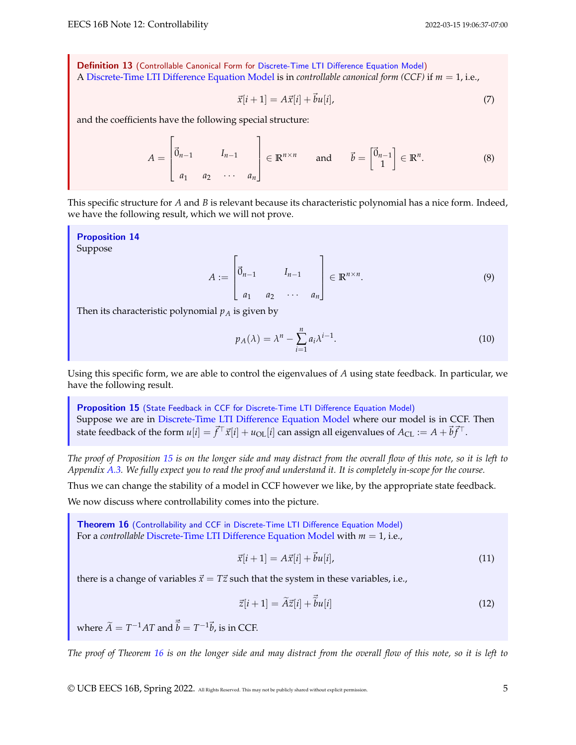**Definition 13** (Controllable Canonical Form for Discrete-Time LTI Difference Equation Model)
A Discrete-Time LTI Difference Equation Model is in *controllable canonical form (CCF)* if $m = 1$, i.e.,

$$\vec{x}[i+1] = A\vec{x}[i] + \vec{b}u[i], \tag{7}$$

and the coefficients have the following special structure:

$$A = \begin{bmatrix} \vec{0}_{n-1} & & I_{n-1} & \\ a_1 & a_2 & \cdots & a_n \end{bmatrix} \in \mathbb{R}^{n \times n} \quad \text{and} \quad \vec{b} = \begin{bmatrix} \vec{0}_{n-1} \\ 1 \end{bmatrix} \in \mathbb{R}^n. \tag{8}$$

This specific structure for $A$ and $B$ is relevant because its characteristic polynomial has a nice form. Indeed, we have the following result, which we will not prove.

**Proposition 14**
Suppose

$$A := \begin{bmatrix} \vec{0}_{n-1} & & I_{n-1} & \\ a_1 & a_2 & \cdots & a_n \end{bmatrix} \in \mathbb{R}^{n \times n}. \tag{9}$$

Then its characteristic polynomial $p_A$ is given by

$$p_A(\lambda) = \lambda^n - \sum_{i=1}^{n} a_i \lambda^{i-1}. \tag{10}$$

Using this specific form, we are able to control the eigenvalues of $A$ using state feedback. In particular, we have the following result.

**Proposition 15** (State Feedback in CCF for Discrete-Time LTI Difference Equation Model)
Suppose we are in Discrete-Time LTI Difference Equation Model where our model is in CCF. Then state feedback of the form $u[i] = \vec{f}^\top \vec{x}[i] + u_{\text{OL}}[i]$ can assign all eigenvalues of $A_{\text{CL}} := A + \vec{b}\vec{f}^\top$.

*The proof of Proposition 15 is on the longer side and may distract from the overall flow of this note, so it is left to Appendix A.3. We fully expect you to read the proof and understand it. It is completely in-scope for the course.*

Thus we can change the stability of a model in CCF however we like, by the appropriate state feedback.

We now discuss where controllability comes into the picture.

**Theorem 16** (Controllability and CCF in Discrete-Time LTI Difference Equation Model)
For a *controllable* Discrete-Time LTI Difference Equation Model with $m = 1$, i.e.,

$$\vec{x}[i+1] = A\vec{x}[i] + \vec{b}u[i], \tag{11}$$

there is a change of variables $\vec{x} = T\vec{z}$ such that the system in these variables, i.e.,

$$\vec{z}[i+1] = \widetilde{A}\vec{z}[i] + \widetilde{\vec{b}}u[i] \tag{12}$$

where $\widetilde{A} = T^{-1}AT$ and $\widetilde{\vec{b}} = T^{-1}\vec{b}$, is in CCF.

*The proof of Theorem 16 is on the longer side and may distract from the overall flow of this note, so it is left to*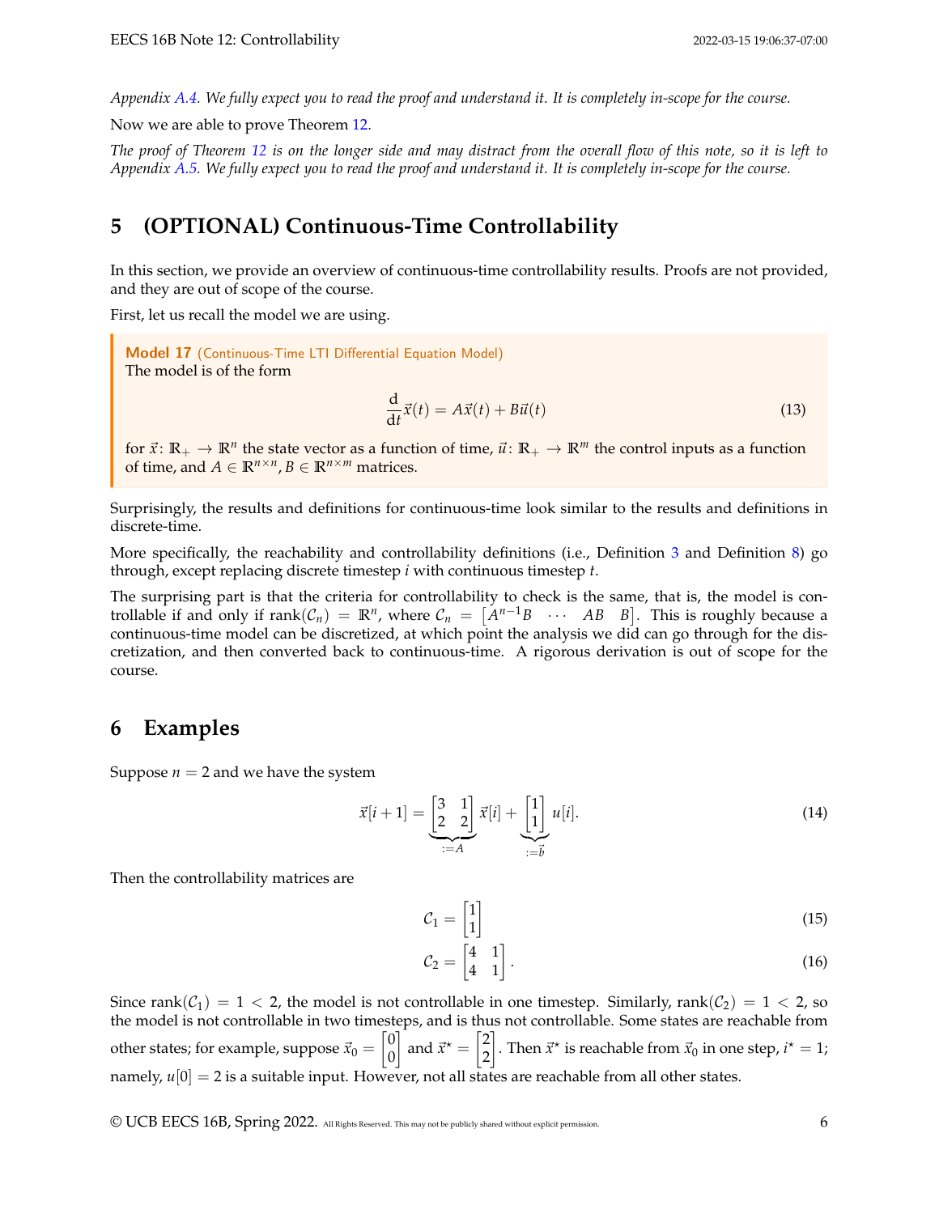*Appendix A.4. We fully expect you to read the proof and understand it. It is completely in-scope for the course.*

Now we are able to prove Theorem 12.

*The proof of Theorem 12 is on the longer side and may distract from the overall flow of this note, so it is left to Appendix A.5. We fully expect you to read the proof and understand it. It is completely in-scope for the course.*

## 5 (OPTIONAL) Continuous-Time Controllability

In this section, we provide an overview of continuous-time controllability results. Proofs are not provided, and they are out of scope of the course.

First, let us recall the model we are using.

> **Model 17** (Continuous-Time LTI Differential Equation Model)
> The model is of the form
>
> $$\frac{\mathrm{d}}{\mathrm{d}t}\vec{x}(t) = A\vec{x}(t) + B\vec{u}(t) \tag{13}$$
>
> for $\vec{x}\colon \mathbb{R}_+ \to \mathbb{R}^n$ the state vector as a function of time, $\vec{u}\colon \mathbb{R}_+ \to \mathbb{R}^m$ the control inputs as a function of time, and $A \in \mathbb{R}^{n\times n}$, $B \in \mathbb{R}^{n\times m}$ matrices.

Surprisingly, the results and definitions for continuous-time look similar to the results and definitions in discrete-time.

More specifically, the reachability and controllability definitions (i.e., Definition 3 and Definition 8) go through, except replacing discrete timestep $i$ with continuous timestep $t$.

The surprising part is that the criteria for controllability to check is the same, that is, the model is controllable if and only if $\mathrm{rank}(\mathcal{C}_n) = \mathbb{R}^n$, where $\mathcal{C}_n = \begin{bmatrix} A^{n-1}B & \cdots & AB & B \end{bmatrix}$. This is roughly because a continuous-time model can be discretized, at which point the analysis we did can go through for the discretization, and then converted back to continuous-time. A rigorous derivation is out of scope for the course.

## 6 Examples

Suppose $n = 2$ and we have the system

$$\vec{x}[i+1] = \underbrace{\begin{bmatrix} 3 & 1 \\ 2 & 2 \end{bmatrix}}_{:=A} \vec{x}[i] + \underbrace{\begin{bmatrix} 1 \\ 1 \end{bmatrix}}_{:=\vec{b}} u[i]. \tag{14}$$

Then the controllability matrices are

$$\mathcal{C}_1 = \begin{bmatrix} 1 \\ 1 \end{bmatrix} \tag{15}$$

$$\mathcal{C}_2 = \begin{bmatrix} 4 & 1 \\ 4 & 1 \end{bmatrix}. \tag{16}$$

Since $\mathrm{rank}(\mathcal{C}_1) = 1 < 2$, the model is not controllable in one timestep. Similarly, $\mathrm{rank}(\mathcal{C}_2) = 1 < 2$, so the model is not controllable in two timesteps, and is thus not controllable. Some states are reachable from other states; for example, suppose $\vec{x}_0 = \begin{bmatrix} 0 \\ 0 \end{bmatrix}$ and $\vec{x}^\star = \begin{bmatrix} 2 \\ 2 \end{bmatrix}$. Then $\vec{x}^\star$ is reachable from $\vec{x}_0$ in one step, $i^\star = 1$; namely, $u[0] = 2$ is a suitable input. However, not all states are reachable from all other states.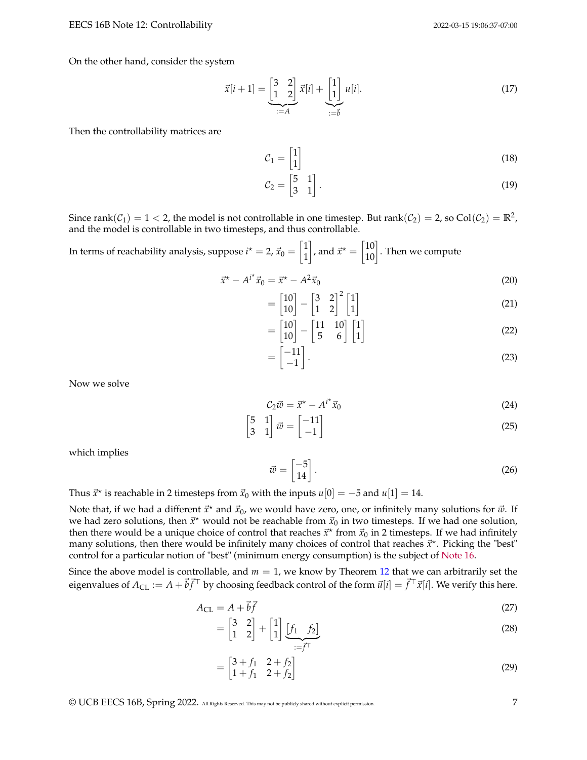On the other hand, consider the system

$$\vec{x}[i+1] = \underbrace{\begin{bmatrix} 3 & 2 \\ 1 & 2 \end{bmatrix}}_{:=A} \vec{x}[i] + \underbrace{\begin{bmatrix} 1 \\ 1 \end{bmatrix}}_{:=\vec{b}} u[i]. \tag{17}$$

Then the controllability matrices are

$$\mathcal{C}_1 = \begin{bmatrix} 1 \\ 1 \end{bmatrix} \tag{18}$$

$$\mathcal{C}_2 = \begin{bmatrix} 5 & 1 \\ 3 & 1 \end{bmatrix}. \tag{19}$$

Since $\text{rank}(\mathcal{C}_1) = 1 < 2$, the model is not controllable in one timestep. But $\text{rank}(\mathcal{C}_2) = 2$, so $\text{Col}(\mathcal{C}_2) = \mathbb{R}^2$, and the model is controllable in two timesteps, and thus controllable.

In terms of reachability analysis, suppose $i^\star = 2$, $\vec{x}_0 = \begin{bmatrix} 1 \\ 1 \end{bmatrix}$, and $\vec{x}^\star = \begin{bmatrix} 10 \\ 10 \end{bmatrix}$. Then we compute

$$\vec{x}^\star - A^{i^\star}\vec{x}_0 = \vec{x}^\star - A^2\vec{x}_0 \tag{20}$$

$$= \begin{bmatrix} 10 \\ 10 \end{bmatrix} - \begin{bmatrix} 3 & 2 \\ 1 & 2 \end{bmatrix}^2 \begin{bmatrix} 1 \\ 1 \end{bmatrix} \tag{21}$$

$$= \begin{bmatrix} 10 \\ 10 \end{bmatrix} - \begin{bmatrix} 11 & 10 \\ 5 & 6 \end{bmatrix} \begin{bmatrix} 1 \\ 1 \end{bmatrix} \tag{22}$$

$$= \begin{bmatrix} -11 \\ -1 \end{bmatrix}. \tag{23}$$

Now we solve

$$\mathcal{C}_2\vec{w} = \vec{x}^\star - A^{i^\star}\vec{x}_0 \tag{24}$$

$$\begin{bmatrix} 5 & 1 \\ 3 & 1 \end{bmatrix}\vec{w} = \begin{bmatrix} -11 \\ -1 \end{bmatrix} \tag{25}$$

which implies

$$\vec{w} = \begin{bmatrix} -5 \\ 14 \end{bmatrix}. \tag{26}$$

Thus $\vec{x}^\star$ is reachable in 2 timesteps from $\vec{x}_0$ with the inputs $u[0] = -5$ and $u[1] = 14$.

Note that, if we had a different $\vec{x}^\star$ and $\vec{x}_0$, we would have zero, one, or infinitely many solutions for $\vec{w}$. If we had zero solutions, then $\vec{x}^\star$ would not be reachable from $\vec{x}_0$ in two timesteps. If we had one solution, then there would be a unique choice of control that reaches $\vec{x}^\star$ from $\vec{x}_0$ in 2 timesteps. If we had infinitely many solutions, then there would be infinitely many choices of control that reaches $\vec{x}^\star$. Picking the "best" control for a particular notion of "best" (minimum energy consumption) is the subject of Note 16.

Since the above model is controllable, and $m = 1$, we know by Theorem 12 that we can arbitrarily set the eigenvalues of $A_{\text{CL}} := A + \vec{b}\vec{f}^\top$ by choosing feedback control of the form $\vec{u}[i] = \vec{f}^\top\vec{x}[i]$. We verify this here.

$$A_{\text{CL}} = A + \vec{b}\vec{f} \tag{27}$$

$$= \begin{bmatrix} 3 & 2 \\ 1 & 2 \end{bmatrix} + \begin{bmatrix} 1 \\ 1 \end{bmatrix} \underbrace{\begin{bmatrix} f_1 & f_2 \end{bmatrix}}_{:=\vec{f}^\top} \tag{28}$$

$$= \begin{bmatrix} 3 + f_1 & 2 + f_2 \\ 1 + f_1 & 2 + f_2 \end{bmatrix} \tag{29}$$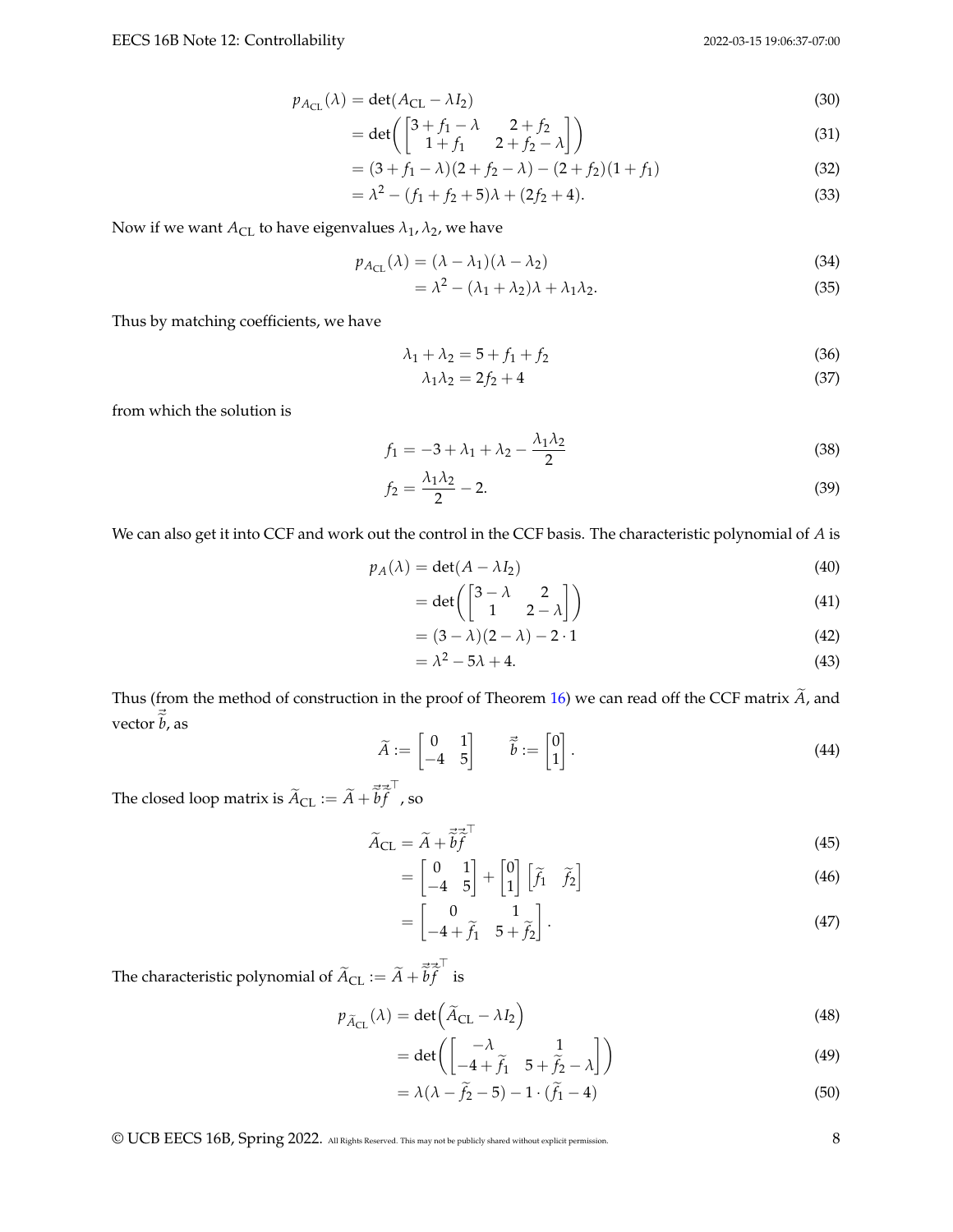$$p_{A_{\text{CL}}}(\lambda) = \det(A_{\text{CL}} - \lambda I_2) \tag{30}$$

$$= \det\left(\begin{bmatrix} 3 + f_1 - \lambda & 2 + f_2 \\ 1 + f_1 & 2 + f_2 - \lambda \end{bmatrix}\right) \tag{31}$$

$$= (3 + f_1 - \lambda)(2 + f_2 - \lambda) - (2 + f_2)(1 + f_1) \tag{32}$$

$$= \lambda^2 - (f_1 + f_2 + 5)\lambda + (2f_2 + 4). \tag{33}$$

Now if we want $A_{\text{CL}}$ to have eigenvalues $\lambda_1, \lambda_2$, we have

$$p_{A_{\text{CL}}}(\lambda) = (\lambda - \lambda_1)(\lambda - \lambda_2) \tag{34}$$

$$= \lambda^2 - (\lambda_1 + \lambda_2)\lambda + \lambda_1\lambda_2. \tag{35}$$

Thus by matching coefficients, we have

$$\lambda_1 + \lambda_2 = 5 + f_1 + f_2 \tag{36}$$

$$\lambda_1\lambda_2 = 2f_2 + 4 \tag{37}$$

from which the solution is

$$f_1 = -3 + \lambda_1 + \lambda_2 - \frac{\lambda_1\lambda_2}{2} \tag{38}$$

$$f_2 = \frac{\lambda_1\lambda_2}{2} - 2. \tag{39}$$

We can also get it into CCF and work out the control in the CCF basis. The characteristic polynomial of $A$ is

$$p_A(\lambda) = \det(A - \lambda I_2) \tag{40}$$

$$= \det\left(\begin{bmatrix} 3 - \lambda & 2 \\ 1 & 2 - \lambda \end{bmatrix}\right) \tag{41}$$

$$= (3 - \lambda)(2 - \lambda) - 2 \cdot 1 \tag{42}$$

$$= \lambda^2 - 5\lambda + 4. \tag{43}$$

Thus (from the method of construction in the proof of Theorem 16) we can read off the CCF matrix $\widetilde{A}$, and vector $\vec{\widetilde{b}}$, as

$$\widetilde{A} := \begin{bmatrix} 0 & 1 \\ -4 & 5 \end{bmatrix} \qquad \vec{\widetilde{b}} := \begin{bmatrix} 0 \\ 1 \end{bmatrix}. \tag{44}$$

The closed loop matrix is $\widetilde{A}_{\text{CL}} := \widetilde{A} + \vec{\widetilde{b}}\vec{\widetilde{f}}^\top$, so

$$\widetilde{A}_{\text{CL}} = \widetilde{A} + \vec{\widetilde{b}}\vec{\widetilde{f}}^\top \tag{45}$$

$$= \begin{bmatrix} 0 & 1 \\ -4 & 5 \end{bmatrix} + \begin{bmatrix} 0 \\ 1 \end{bmatrix}\begin{bmatrix} \widetilde{f}_1 & \widetilde{f}_2 \end{bmatrix} \tag{46}$$

$$= \begin{bmatrix} 0 & 1 \\ -4 + \widetilde{f}_1 & 5 + \widetilde{f}_2 \end{bmatrix}. \tag{47}$$

The characteristic polynomial of $\widetilde{A}_{\text{CL}} := \widetilde{A} + \vec{\widetilde{b}}\vec{\widetilde{f}}^\top$ is

$$p_{\widetilde{A}_{\text{CL}}}(\lambda) = \det\left(\widetilde{A}_{\text{CL}} - \lambda I_2\right) \tag{48}$$

$$= \det\left(\begin{bmatrix} -\lambda & 1 \\ -4 + \widetilde{f}_1 & 5 + \widetilde{f}_2 - \lambda \end{bmatrix}\right) \tag{49}$$

$$= \lambda(\lambda - \widetilde{f}_2 - 5) - 1 \cdot (\widetilde{f}_1 - 4) \tag{50}$$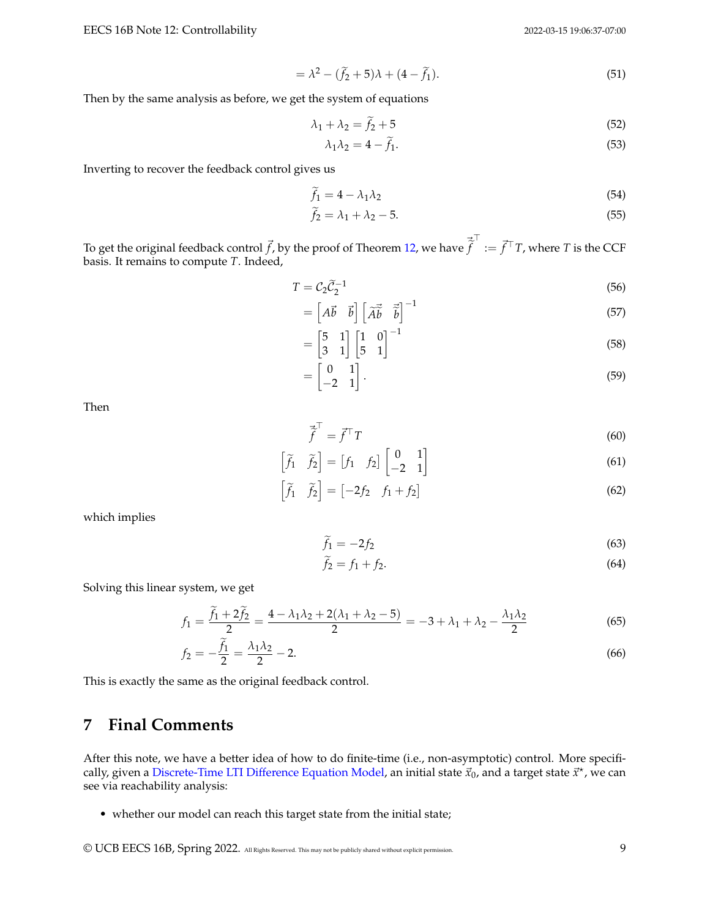$$= \lambda^2 - (\widetilde{f}_2 + 5)\lambda + (4 - \widetilde{f}_1). \tag{51}$$

Then by the same analysis as before, we get the system of equations

$$\lambda_1 + \lambda_2 = \widetilde{f}_2 + 5 \tag{52}$$

$$\lambda_1 \lambda_2 = 4 - \widetilde{f}_1. \tag{53}$$

Inverting to recover the feedback control gives us

$$\widetilde{f}_1 = 4 - \lambda_1 \lambda_2 \tag{54}$$

$$\widetilde{f}_2 = \lambda_1 + \lambda_2 - 5. \tag{55}$$

To get the original feedback control $\vec{f}$, by the proof of Theorem 12, we have $\vec{\widetilde{f}}^\top := \vec{f}^\top T$, where $T$ is the CCF basis. It remains to compute $T$. Indeed,

$$T = \mathcal{C}_2 \widetilde{\mathcal{C}}_2^{-1} \tag{56}$$

$$= \begin{bmatrix} A\vec{b} & \vec{b} \end{bmatrix} \begin{bmatrix} \widetilde{A}\vec{\widetilde{b}} & \vec{\widetilde{b}} \end{bmatrix}^{-1} \tag{57}$$

$$= \begin{bmatrix} 5 & 1 \\ 3 & 1 \end{bmatrix} \begin{bmatrix} 1 & 0 \\ 5 & 1 \end{bmatrix}^{-1} \tag{58}$$

$$= \begin{bmatrix} 0 & 1 \\ -2 & 1 \end{bmatrix}. \tag{59}$$

Then

$$\vec{\widetilde{f}}^\top = \vec{f}^\top T \tag{60}$$

$$\begin{bmatrix} \widetilde{f}_1 & \widetilde{f}_2 \end{bmatrix} = \begin{bmatrix} f_1 & f_2 \end{bmatrix} \begin{bmatrix} 0 & 1 \\ -2 & 1 \end{bmatrix} \tag{61}$$

$$\begin{bmatrix} \widetilde{f}_1 & \widetilde{f}_2 \end{bmatrix} = \begin{bmatrix} -2f_2 & f_1 + f_2 \end{bmatrix} \tag{62}$$

which implies

$$\widetilde{f}_1 = -2f_2 \tag{63}$$

$$\widetilde{f}_2 = f_1 + f_2. \tag{64}$$

Solving this linear system, we get

$$f_1 = \frac{\widetilde{f}_1 + 2\widetilde{f}_2}{2} = \frac{4 - \lambda_1\lambda_2 + 2(\lambda_1 + \lambda_2 - 5)}{2} = -3 + \lambda_1 + \lambda_2 - \frac{\lambda_1 \lambda_2}{2} \tag{65}$$

$$f_2 = -\frac{\widetilde{f}_1}{2} = \frac{\lambda_1 \lambda_2}{2} - 2. \tag{66}$$

This is exactly the same as the original feedback control.

## 7 Final Comments

After this note, we have a better idea of how to do finite-time (i.e., non-asymptotic) control. More specifically, given a Discrete-Time LTI Difference Equation Model, an initial state $\vec{x}_0$, and a target state $\vec{x}^\star$, we can see via reachability analysis:

- whether our model can reach this target state from the initial state;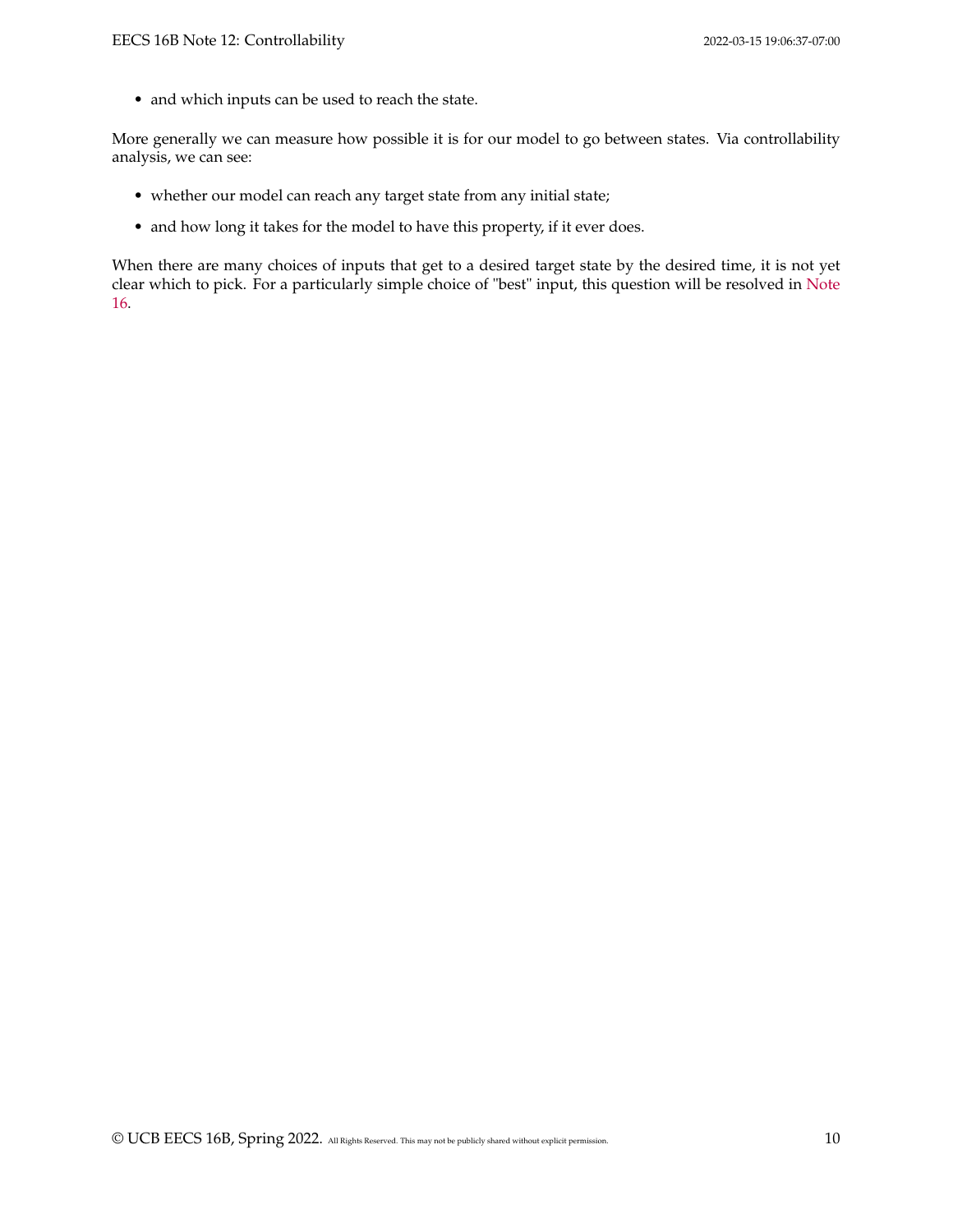- and which inputs can be used to reach the state.

More generally we can measure how possible it is for our model to go between states. Via controllability analysis, we can see:

- whether our model can reach any target state from any initial state;
- and how long it takes for the model to have this property, if it ever does.

When there are many choices of inputs that get to a desired target state by the desired time, it is not yet clear which to pick. For a particularly simple choice of "best" input, this question will be resolved in Note 16.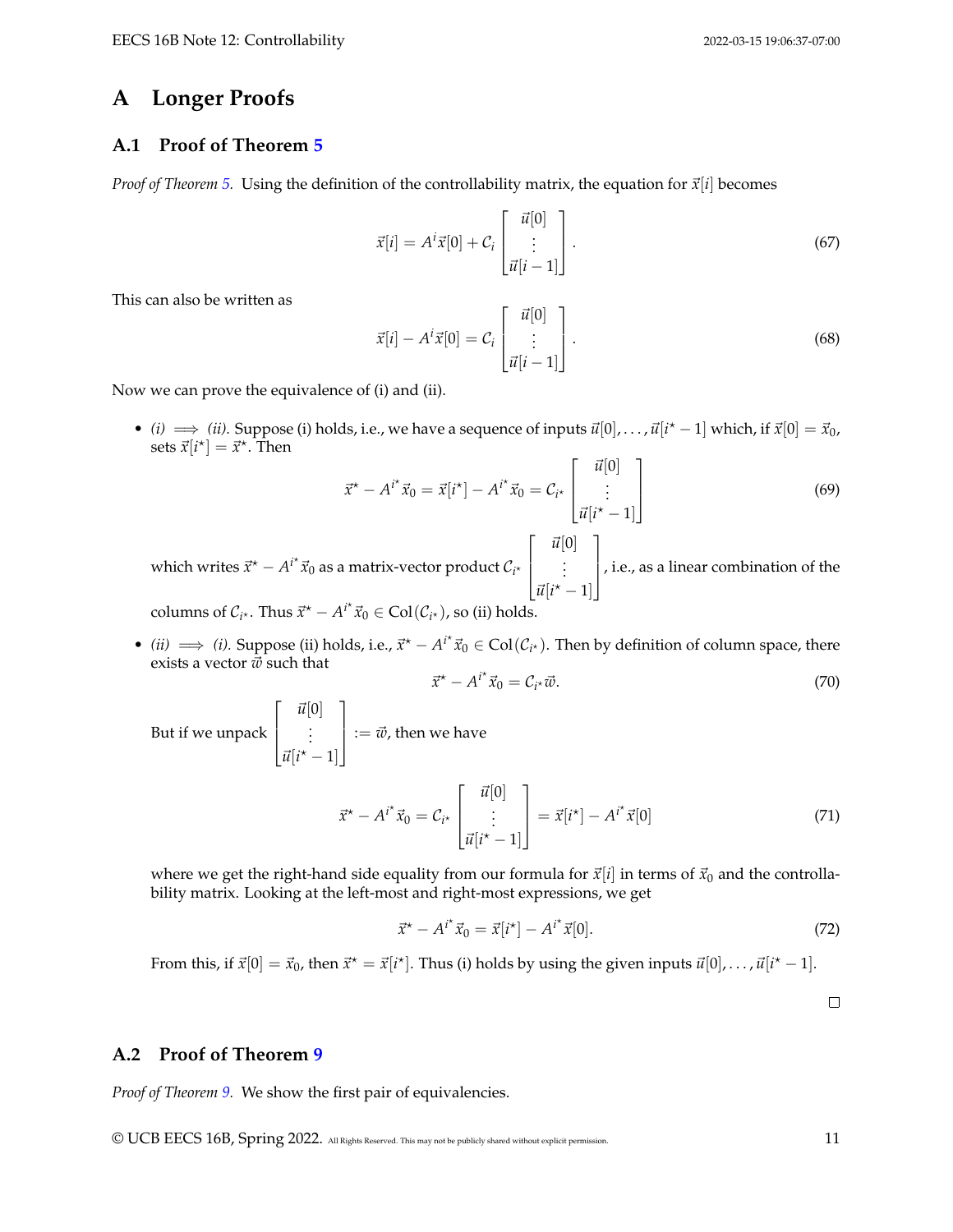# A Longer Proofs

## A.1 Proof of Theorem 5

*Proof of Theorem 5.* Using the definition of the controllability matrix, the equation for $\vec{x}[i]$ becomes

$$\vec{x}[i] = A^i \vec{x}[0] + \mathcal{C}_i \begin{bmatrix} \vec{u}[0] \\ \vdots \\ \vec{u}[i-1] \end{bmatrix}. \tag{67}$$

This can also be written as

$$\vec{x}[i] - A^i \vec{x}[0] = \mathcal{C}_i \begin{bmatrix} \vec{u}[0] \\ \vdots \\ \vec{u}[i-1] \end{bmatrix}. \tag{68}$$

Now we can prove the equivalence of (i) and (ii).

- *(i) $\implies$ (ii).* Suppose (i) holds, i.e., we have a sequence of inputs $\vec{u}[0], \dots, \vec{u}[i^\star - 1]$ which, if $\vec{x}[0] = \vec{x}_0$, sets $\vec{x}[i^\star] = \vec{x}^\star$. Then

$$\vec{x}^\star - A^{i^\star} \vec{x}_0 = \vec{x}[i^\star] - A^{i^\star} \vec{x}_0 = \mathcal{C}_{i^\star} \begin{bmatrix} \vec{u}[0] \\ \vdots \\ \vec{u}[i^\star - 1] \end{bmatrix} \tag{69}$$

  which writes $\vec{x}^\star - A^{i^\star} \vec{x}_0$ as a matrix-vector product $\mathcal{C}_{i^\star} \begin{bmatrix} \vec{u}[0] \\ \vdots \\ \vec{u}[i^\star - 1] \end{bmatrix}$, i.e., as a linear combination of the columns of $\mathcal{C}_{i^\star}$. Thus $\vec{x}^\star - A^{i^\star} \vec{x}_0 \in \mathrm{Col}(\mathcal{C}_{i^\star})$, so (ii) holds.

- *(ii) $\implies$ (i).* Suppose (ii) holds, i.e., $\vec{x}^\star - A^{i^\star} \vec{x}_0 \in \mathrm{Col}(\mathcal{C}_{i^\star})$. Then by definition of column space, there exists a vector $\vec{w}$ such that

$$\vec{x}^\star - A^{i^\star} \vec{x}_0 = \mathcal{C}_{i^\star} \vec{w}. \tag{70}$$

  But if we unpack $\begin{bmatrix} \vec{u}[0] \\ \vdots \\ \vec{u}[i^\star - 1] \end{bmatrix} := \vec{w}$, then we have

$$\vec{x}^\star - A^{i^\star} \vec{x}_0 = \mathcal{C}_{i^\star} \begin{bmatrix} \vec{u}[0] \\ \vdots \\ \vec{u}[i^\star - 1] \end{bmatrix} = \vec{x}[i^\star] - A^{i^\star} \vec{x}[0] \tag{71}$$

  where we get the right-hand side equality from our formula for $\vec{x}[i]$ in terms of $\vec{x}_0$ and the controllability matrix. Looking at the left-most and right-most expressions, we get

$$\vec{x}^\star - A^{i^\star} \vec{x}_0 = \vec{x}[i^\star] - A^{i^\star} \vec{x}[0]. \tag{72}$$

  From this, if $\vec{x}[0] = \vec{x}_0$, then $\vec{x}^\star = \vec{x}[i^\star]$. Thus (i) holds by using the given inputs $\vec{u}[0], \dots, \vec{u}[i^\star - 1]$.

□

## A.2 Proof of Theorem 9

*Proof of Theorem 9.* We show the first pair of equivalencies.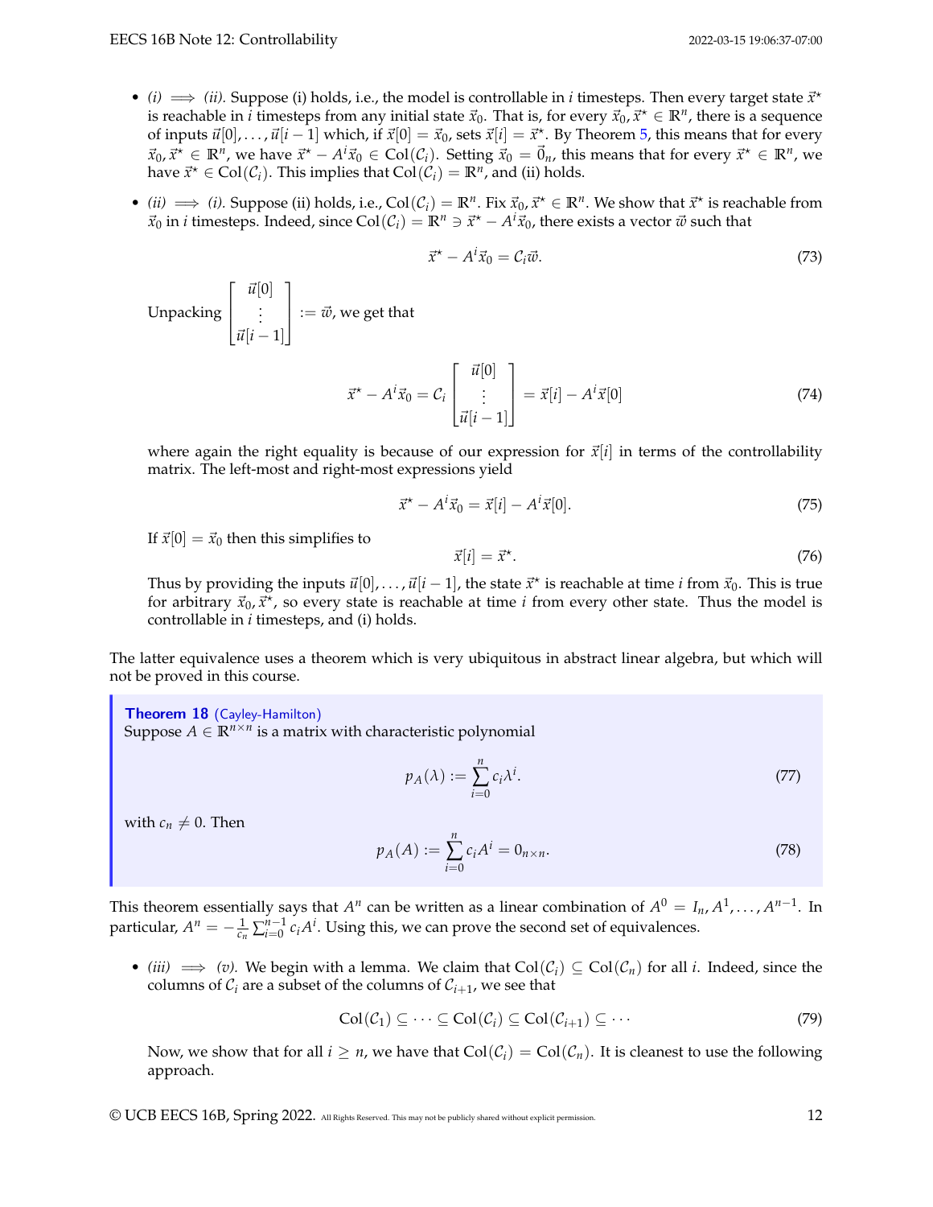- *(i) $\implies$ (ii).* Suppose (i) holds, i.e., the model is controllable in $i$ timesteps. Then every target state $\vec{x}^\star$ is reachable in $i$ timesteps from any initial state $\vec{x}_0$. That is, for every $\vec{x}_0, \vec{x}^\star \in \mathbb{R}^n$, there is a sequence of inputs $\vec{u}[0], \ldots, \vec{u}[i-1]$ which, if $\vec{x}[0] = \vec{x}_0$, sets $\vec{x}[i] = \vec{x}^\star$. By Theorem 5, this means that for every $\vec{x}_0, \vec{x}^\star \in \mathbb{R}^n$, we have $\vec{x}^\star - A^i\vec{x}_0 \in \text{Col}(\mathcal{C}_i)$. Setting $\vec{x}_0 = \vec{0}_n$, this means that for every $\vec{x}^\star \in \mathbb{R}^n$, we have $\vec{x}^\star \in \text{Col}(\mathcal{C}_i)$. This implies that $\text{Col}(\mathcal{C}_i) = \mathbb{R}^n$, and (ii) holds.

- *(ii) $\implies$ (i).* Suppose (ii) holds, i.e., $\text{Col}(\mathcal{C}_i) = \mathbb{R}^n$. Fix $\vec{x}_0, \vec{x}^\star \in \mathbb{R}^n$. We show that $\vec{x}^\star$ is reachable from $\vec{x}_0$ in $i$ timesteps. Indeed, since $\text{Col}(\mathcal{C}_i) = \mathbb{R}^n \ni \vec{x}^\star - A^i\vec{x}_0$, there exists a vector $\vec{w}$ such that

$$\vec{x}^\star - A^i\vec{x}_0 = \mathcal{C}_i\vec{w}. \tag{73}$$

Unpacking $\begin{bmatrix} \vec{u}[0] \\ \vdots \\ \vec{u}[i-1] \end{bmatrix} := \vec{w}$, we get that

$$\vec{x}^\star - A^i\vec{x}_0 = \mathcal{C}_i \begin{bmatrix} \vec{u}[0] \\ \vdots \\ \vec{u}[i-1] \end{bmatrix} = \vec{x}[i] - A^i\vec{x}[0] \tag{74}$$

where again the right equality is because of our expression for $\vec{x}[i]$ in terms of the controllability matrix. The left-most and right-most expressions yield

$$\vec{x}^\star - A^i\vec{x}_0 = \vec{x}[i] - A^i\vec{x}[0]. \tag{75}$$

If $\vec{x}[0] = \vec{x}_0$ then this simplifies to

$$\vec{x}[i] = \vec{x}^\star. \tag{76}$$

Thus by providing the inputs $\vec{u}[0], \ldots, \vec{u}[i-1]$, the state $\vec{x}^\star$ is reachable at time $i$ from $\vec{x}_0$. This is true for arbitrary $\vec{x}_0, \vec{x}^\star$, so every state is reachable at time $i$ from every other state. Thus the model is controllable in $i$ timesteps, and (i) holds.

The latter equivalence uses a theorem which is very ubiquitous in abstract linear algebra, but which will not be proved in this course.

> **Theorem 18** (Cayley-Hamilton)
> Suppose $A \in \mathbb{R}^{n \times n}$ is a matrix with characteristic polynomial
>
> $$p_A(\lambda) := \sum_{i=0}^{n} c_i\lambda^i. \tag{77}$$
>
> with $c_n \neq 0$. Then
>
> $$p_A(A) := \sum_{i=0}^{n} c_iA^i = 0_{n\times n}. \tag{78}$$

This theorem essentially says that $A^n$ can be written as a linear combination of $A^0 = I_n, A^1, \ldots, A^{n-1}$. In particular, $A^n = -\frac{1}{c_n}\sum_{i=0}^{n-1} c_iA^i$. Using this, we can prove the second set of equivalences.

- *(iii) $\implies$ (v).* We begin with a lemma. We claim that $\text{Col}(\mathcal{C}_i) \subseteq \text{Col}(\mathcal{C}_n)$ for all $i$. Indeed, since the columns of $\mathcal{C}_i$ are a subset of the columns of $\mathcal{C}_{i+1}$, we see that

$$\text{Col}(\mathcal{C}_1) \subseteq \cdots \subseteq \text{Col}(\mathcal{C}_i) \subseteq \text{Col}(\mathcal{C}_{i+1}) \subseteq \cdots \tag{79}$$

Now, we show that for all $i \geq n$, we have that $\text{Col}(\mathcal{C}_i) = \text{Col}(\mathcal{C}_n)$. It is cleanest to use the following approach.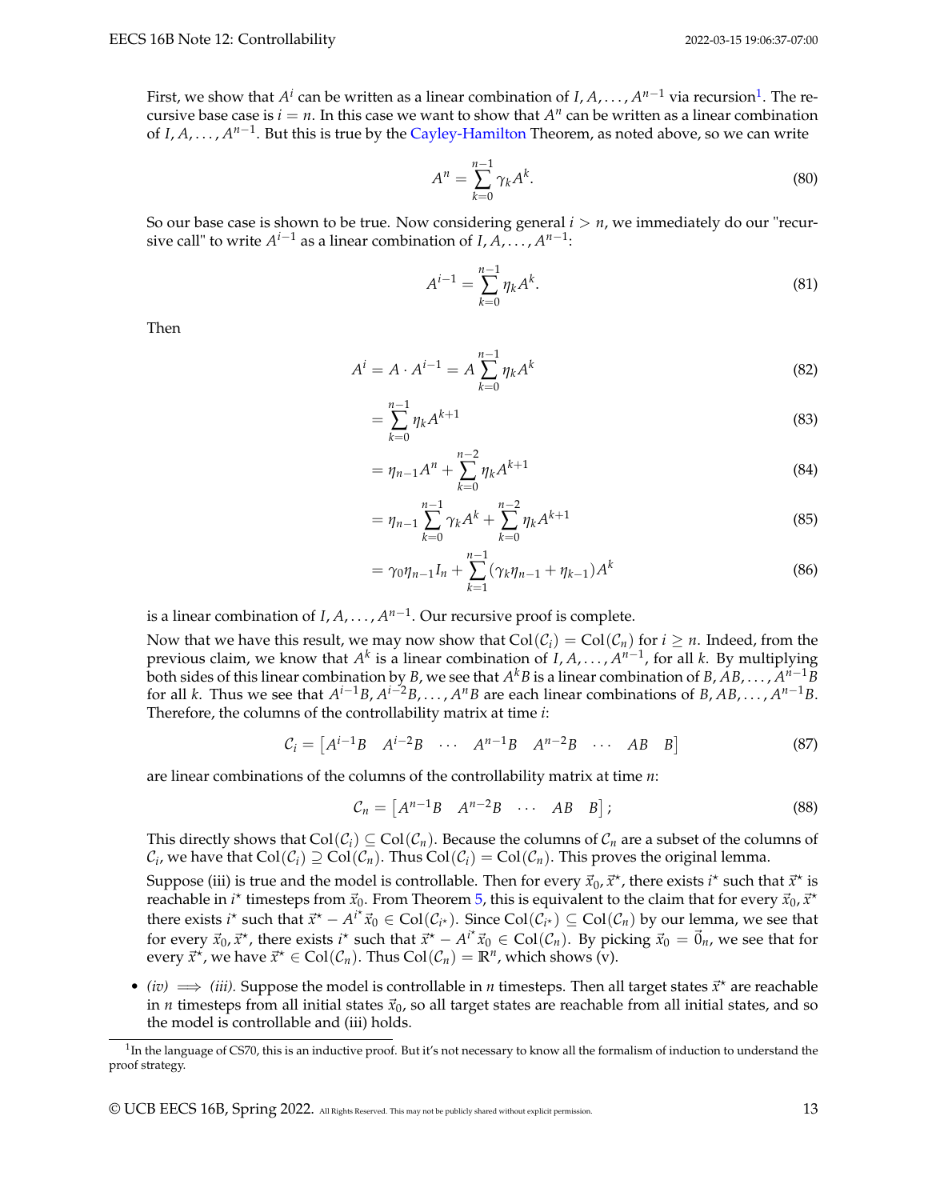First, we show that $A^i$ can be written as a linear combination of $I, A, \ldots, A^{n-1}$ via recursion[1]. The recursive base case is $i = n$. In this case we want to show that $A^n$ can be written as a linear combination of $I, A, \ldots, A^{n-1}$. But this is true by the Cayley-Hamilton Theorem, as noted above, so we can write

$$A^n = \sum_{k=0}^{n-1} \gamma_k A^k. \tag{80}$$

So our base case is shown to be true. Now considering general $i > n$, we immediately do our "recursive call" to write $A^{i-1}$ as a linear combination of $I, A, \ldots, A^{n-1}$:

$$A^{i-1} = \sum_{k=0}^{n-1} \eta_k A^k. \tag{81}$$

Then

$$A^i = A \cdot A^{i-1} = A \sum_{k=0}^{n-1} \eta_k A^k \tag{82}$$

$$= \sum_{k=0}^{n-1} \eta_k A^{k+1} \tag{83}$$

$$= \eta_{n-1} A^n + \sum_{k=0}^{n-2} \eta_k A^{k+1} \tag{84}$$

$$= \eta_{n-1} \sum_{k=0}^{n-1} \gamma_k A^k + \sum_{k=0}^{n-2} \eta_k A^{k+1} \tag{85}$$

$$= \gamma_0 \eta_{n-1} I_n + \sum_{k=1}^{n-1} (\gamma_k \eta_{n-1} + \eta_{k-1}) A^k \tag{86}$$

is a linear combination of $I, A, \ldots, A^{n-1}$. Our recursive proof is complete.

Now that we have this result, we may now show that $\text{Col}(\mathcal{C}_i) = \text{Col}(\mathcal{C}_n)$ for $i \geq n$. Indeed, from the previous claim, we know that $A^k$ is a linear combination of $I, A, \ldots, A^{n-1}$, for all $k$. By multiplying both sides of this linear combination by $B$, we see that $A^k B$ is a linear combination of $B, AB, \ldots, A^{n-1}B$ for all $k$. Thus we see that $A^{i-1}B, A^{i-2}B, \ldots, A^n B$ are each linear combinations of $B, AB, \ldots, A^{n-1}B$. Therefore, the columns of the controllability matrix at time $i$:

$$\mathcal{C}_i = \begin{bmatrix} A^{i-1}B & A^{i-2}B & \cdots & A^{n-1}B & A^{n-2}B & \cdots & AB & B \end{bmatrix} \tag{87}$$

are linear combinations of the columns of the controllability matrix at time $n$:

$$\mathcal{C}_n = \begin{bmatrix} A^{n-1}B & A^{n-2}B & \cdots & AB & B \end{bmatrix}; \tag{88}$$

This directly shows that $\text{Col}(\mathcal{C}_i) \subseteq \text{Col}(\mathcal{C}_n)$. Because the columns of $\mathcal{C}_n$ are a subset of the columns of $\mathcal{C}_i$, we have that $\text{Col}(\mathcal{C}_i) \supseteq \text{Col}(\mathcal{C}_n)$. Thus $\text{Col}(\mathcal{C}_i) = \text{Col}(\mathcal{C}_n)$. This proves the original lemma.

Suppose (iii) is true and the model is controllable. Then for every $\vec{x}_0, \vec{x}^\star$, there exists $i^\star$ such that $\vec{x}^\star$ is reachable in $i^\star$ timesteps from $\vec{x}_0$. From Theorem 5, this is equivalent to the claim that for every $\vec{x}_0, \vec{x}^\star$ there exists $i^\star$ such that $\vec{x}^\star - A^{i^\star}\vec{x}_0 \in \text{Col}(\mathcal{C}_{i^\star})$. Since $\text{Col}(\mathcal{C}_{i^\star}) \subseteq \text{Col}(\mathcal{C}_n)$ by our lemma, we see that for every $\vec{x}_0, \vec{x}^\star$, there exists $i^\star$ such that $\vec{x}^\star - A^{i^\star}\vec{x}_0 \in \text{Col}(\mathcal{C}_n)$. By picking $\vec{x}_0 = \vec{0}_n$, we see that for every $\vec{x}^\star$, we have $\vec{x}^\star \in \text{Col}(\mathcal{C}_n)$. Thus $\text{Col}(\mathcal{C}_n) = \mathbb{R}^n$, which shows (v).

- *(iv) $\implies$ (iii).* Suppose the model is controllable in $n$ timesteps. Then all target states $\vec{x}^\star$ are reachable in $n$ timesteps from all initial states $\vec{x}_0$, so all target states are reachable from all initial states, and so the model is controllable and (iii) holds.

[1] In the language of CS70, this is an inductive proof. But it's not necessary to know all the formalism of induction to understand the proof strategy.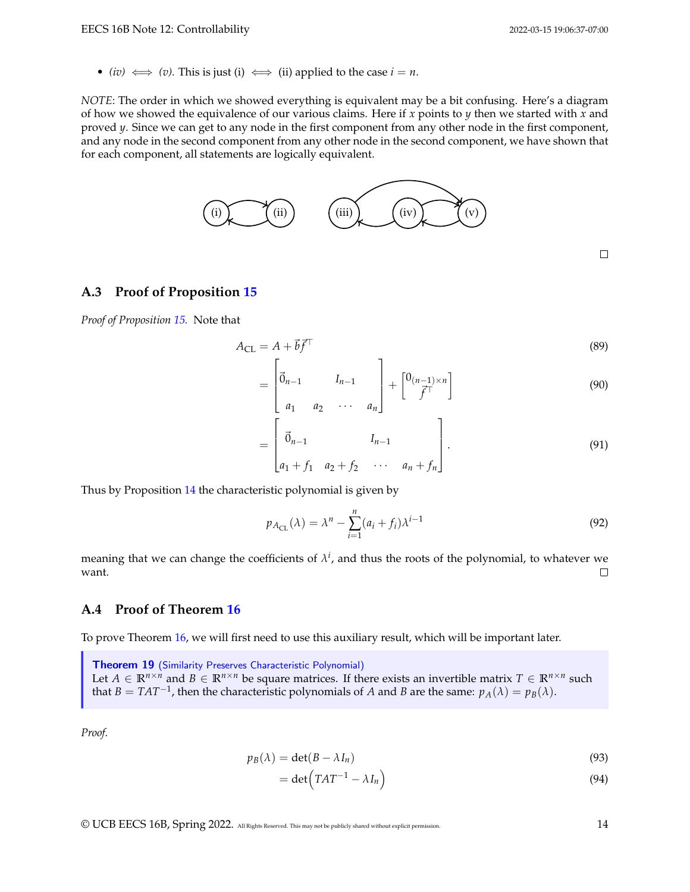- *(iv)* $\iff$ *(v)*. This is just (i) $\iff$ (ii) applied to the case $i = n$.

*NOTE*: The order in which we showed everything is equivalent may be a bit confusing. Here's a diagram of how we showed the equivalence of our various claims. Here if $x$ points to $y$ then we started with $x$ and proved $y$. Since we can get to any node in the first component from any other node in the first component, and any node in the second component from any other node in the second component, we have shown that for each component, all statements are logically equivalent.

□

## A.3 Proof of Proposition 15

*Proof of Proposition 15.* Note that

$$A_{\text{CL}} = A + \vec{b}\vec{f}^{\top} \tag{89}$$

$$= \begin{bmatrix} \vec{0}_{n-1} & & I_{n-1} & \\ a_1 & a_2 & \cdots & a_n \end{bmatrix} + \begin{bmatrix} 0_{(n-1)\times n} \\ \vec{f}^{\top} \end{bmatrix} \tag{90}$$

$$= \begin{bmatrix} \vec{0}_{n-1} & & I_{n-1} & \\ a_1 + f_1 & a_2 + f_2 & \cdots & a_n + f_n \end{bmatrix}. \tag{91}$$

Thus by Proposition 14 the characteristic polynomial is given by

$$p_{A_{\text{CL}}}(\lambda) = \lambda^n - \sum_{i=1}^{n}(a_i + f_i)\lambda^{i-1} \tag{92}$$

meaning that we can change the coefficients of $\lambda^i$, and thus the roots of the polynomial, to whatever we want. □

## A.4 Proof of Theorem 16

To prove Theorem 16, we will first need to use this auxiliary result, which will be important later.

> **Theorem 19** (Similarity Preserves Characteristic Polynomial)
> Let $A \in \mathbb{R}^{n\times n}$ and $B \in \mathbb{R}^{n\times n}$ be square matrices. If there exists an invertible matrix $T \in \mathbb{R}^{n\times n}$ such that $B = TAT^{-1}$, then the characteristic polynomials of $A$ and $B$ are the same: $p_A(\lambda) = p_B(\lambda)$.

*Proof.*

$$p_B(\lambda) = \det(B - \lambda I_n) \tag{93}$$

$$= \det\left(TAT^{-1} - \lambda I_n\right) \tag{94}$$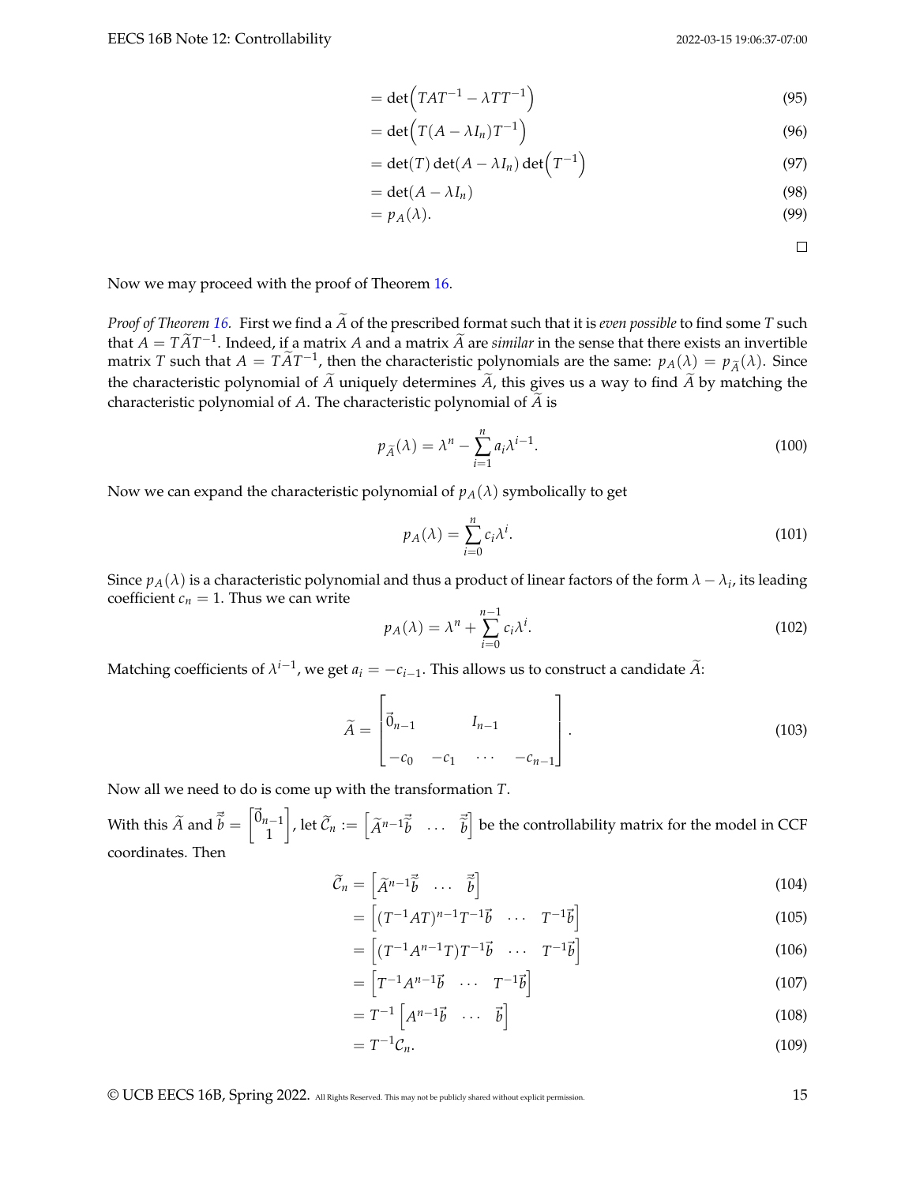$$= \det\left(TAT^{-1} - \lambda TT^{-1}\right) \tag{95}$$

$$= \det\left(T(A - \lambda I_n)T^{-1}\right) \tag{96}$$

$$= \det(T)\det(A - \lambda I_n)\det\left(T^{-1}\right) \tag{97}$$

$$= \det(A - \lambda I_n) \tag{98}$$

$$= p_A(\lambda). \tag{99}$$

□

Now we may proceed with the proof of Theorem 16.

*Proof of Theorem 16.* First we find a $\widetilde{A}$ of the prescribed format such that it is *even possible* to find some $T$ such that $A = T\widetilde{A}T^{-1}$. Indeed, if a matrix $A$ and a matrix $\widetilde{A}$ are *similar* in the sense that there exists an invertible matrix $T$ such that $A = T\widetilde{A}T^{-1}$, then the characteristic polynomials are the same: $p_A(\lambda) = p_{\widetilde{A}}(\lambda)$. Since the characteristic polynomial of $\widetilde{A}$ uniquely determines $\widetilde{A}$, this gives us a way to find $\widetilde{A}$ by matching the characteristic polynomial of $A$. The characteristic polynomial of $\widetilde{A}$ is

$$p_{\widetilde{A}}(\lambda) = \lambda^n - \sum_{i=1}^{n} a_i \lambda^{i-1}. \tag{100}$$

Now we can expand the characteristic polynomial of $p_A(\lambda)$ symbolically to get

$$p_A(\lambda) = \sum_{i=0}^{n} c_i \lambda^i. \tag{101}$$

Since $p_A(\lambda)$ is a characteristic polynomial and thus a product of linear factors of the form $\lambda - \lambda_i$, its leading coefficient $c_n = 1$. Thus we can write

$$p_A(\lambda) = \lambda^n + \sum_{i=0}^{n-1} c_i \lambda^i. \tag{102}$$

Matching coefficients of $\lambda^{i-1}$, we get $a_i = -c_{i-1}$. This allows us to construct a candidate $\widetilde{A}$:

$$\widetilde{A} = \begin{bmatrix} \vec{0}_{n-1} & & I_{n-1} & \\ -c_0 & -c_1 & \cdots & -c_{n-1} \end{bmatrix}. \tag{103}$$

Now all we need to do is come up with the transformation $T$.

With this $\widetilde{A}$ and $\widetilde{\vec{b}} = \begin{bmatrix} \vec{0}_{n-1} \\ 1 \end{bmatrix}$, let $\widetilde{\mathcal{C}}_n := \begin{bmatrix} \widetilde{A}^{n-1}\widetilde{\vec{b}} & \cdots & \widetilde{\vec{b}} \end{bmatrix}$ be the controllability matrix for the model in CCF coordinates. Then

$$\widetilde{\mathcal{C}}_n = \begin{bmatrix} \widetilde{A}^{n-1}\widetilde{\vec{b}} & \cdots & \widetilde{\vec{b}} \end{bmatrix} \tag{104}$$

$$= \begin{bmatrix} (T^{-1}AT)^{n-1}T^{-1}\vec{b} & \cdots & T^{-1}\vec{b} \end{bmatrix} \tag{105}$$

$$= \begin{bmatrix} (T^{-1}A^{n-1}T)T^{-1}\vec{b} & \cdots & T^{-1}\vec{b} \end{bmatrix} \tag{106}$$

$$= \begin{bmatrix} T^{-1}A^{n-1}\vec{b} & \cdots & T^{-1}\vec{b} \end{bmatrix} \tag{107}$$

$$= T^{-1}\begin{bmatrix} A^{n-1}\vec{b} & \cdots & \vec{b} \end{bmatrix} \tag{108}$$

$$= T^{-1}\mathcal{C}_n. \tag{109}$$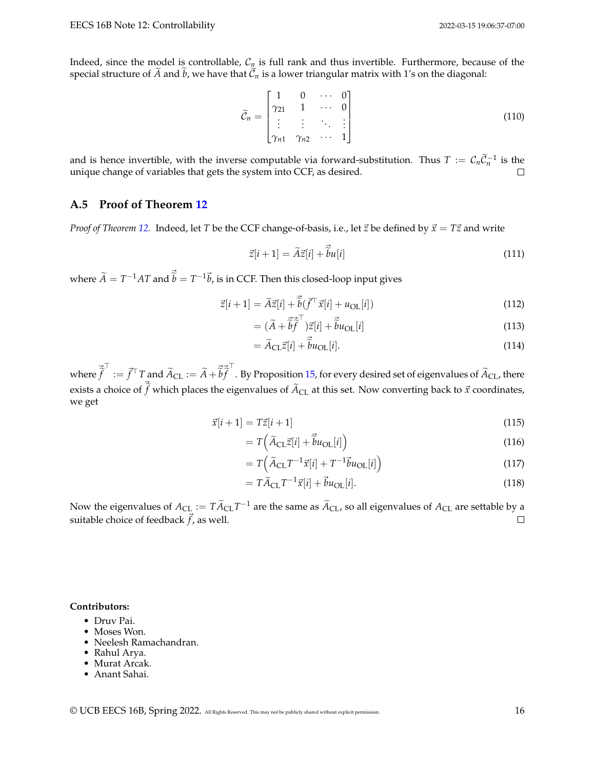Indeed, since the model is controllable, $\mathcal{C}_n$ is full rank and thus invertible. Furthermore, because of the special structure of $\widetilde{A}$ and $\widetilde{b}$, we have that $\widetilde{\mathcal{C}}_n$ is a lower triangular matrix with 1's on the diagonal:

$$\widetilde{\mathcal{C}}_n = \begin{bmatrix} 1 & 0 & \cdots & 0 \\ \gamma_{21} & 1 & \cdots & 0 \\ \vdots & \vdots & \ddots & \vdots \\ \gamma_{n1} & \gamma_{n2} & \cdots & 1 \end{bmatrix} \tag{110}$$

and is hence invertible, with the inverse computable via forward-substitution. Thus $T := \mathcal{C}_n \widetilde{\mathcal{C}}_n^{-1}$ is the unique change of variables that gets the system into CCF, as desired. □

## A.5 Proof of Theorem 12

*Proof of Theorem 12.* Indeed, let $T$ be the CCF change-of-basis, i.e., let $\vec{z}$ be defined by $\vec{x} = T\vec{z}$ and write

$$\vec{z}[i+1] = \widetilde{A}\vec{z}[i] + \widetilde{\vec{b}}u[i] \tag{111}$$

where $\widetilde{A} = T^{-1}AT$ and $\widetilde{\vec{b}} = T^{-1}\vec{b}$, is in CCF. Then this closed-loop input gives

$$\begin{aligned}
\vec{z}[i+1] &= \widetilde{A}\vec{z}[i] + \widetilde{\vec{b}}(\vec{f}^{\top}\vec{x}[i] + u_{\mathrm{OL}}[i]) && (112)\\
&= (\widetilde{A} + \widetilde{\vec{b}}\widetilde{\vec{f}}^{\top})\vec{z}[i] + \widetilde{\vec{b}}u_{\mathrm{OL}}[i] && (113)\\
&= \widetilde{A}_{\mathrm{CL}}\vec{z}[i] + \widetilde{\vec{b}}u_{\mathrm{OL}}[i]. && (114)
\end{aligned}$$

where $\widetilde{\vec{f}}^{\top} := \vec{f}^{\top}T$ and $\widetilde{A}_{\mathrm{CL}} := \widetilde{A} + \widetilde{\vec{b}}\widetilde{\vec{f}}^{\top}$. By Proposition 15, for every desired set of eigenvalues of $\widetilde{A}_{\mathrm{CL}}$, there exists a choice of $\widetilde{\vec{f}}$ which places the eigenvalues of $\widetilde{A}_{\mathrm{CL}}$ at this set. Now converting back to $\vec{x}$ coordinates, we get

$$\begin{aligned}
\vec{x}[i+1] &= T\vec{z}[i+1] && (115)\\
&= T\left(\widetilde{A}_{\mathrm{CL}}\vec{z}[i] + \widetilde{\vec{b}}u_{\mathrm{OL}}[i]\right) && (116)\\
&= T\left(\widetilde{A}_{\mathrm{CL}}T^{-1}\vec{x}[i] + T^{-1}\vec{b}u_{\mathrm{OL}}[i]\right) && (117)\\
&= T\widetilde{A}_{\mathrm{CL}}T^{-1}\vec{x}[i] + \vec{b}u_{\mathrm{OL}}[i]. && (118)
\end{aligned}$$

Now the eigenvalues of $A_{\mathrm{CL}} := T\widetilde{A}_{\mathrm{CL}}T^{-1}$ are the same as $\widetilde{A}_{\mathrm{CL}}$, so all eigenvalues of $A_{\mathrm{CL}}$ are settable by a suitable choice of feedback $\vec{f}$, as well. □

**Contributors:**

- Druv Pai.
- Moses Won.
- Neelesh Ramachandran.
- Rahul Arya.
- Murat Arcak.
- Anant Sahai.